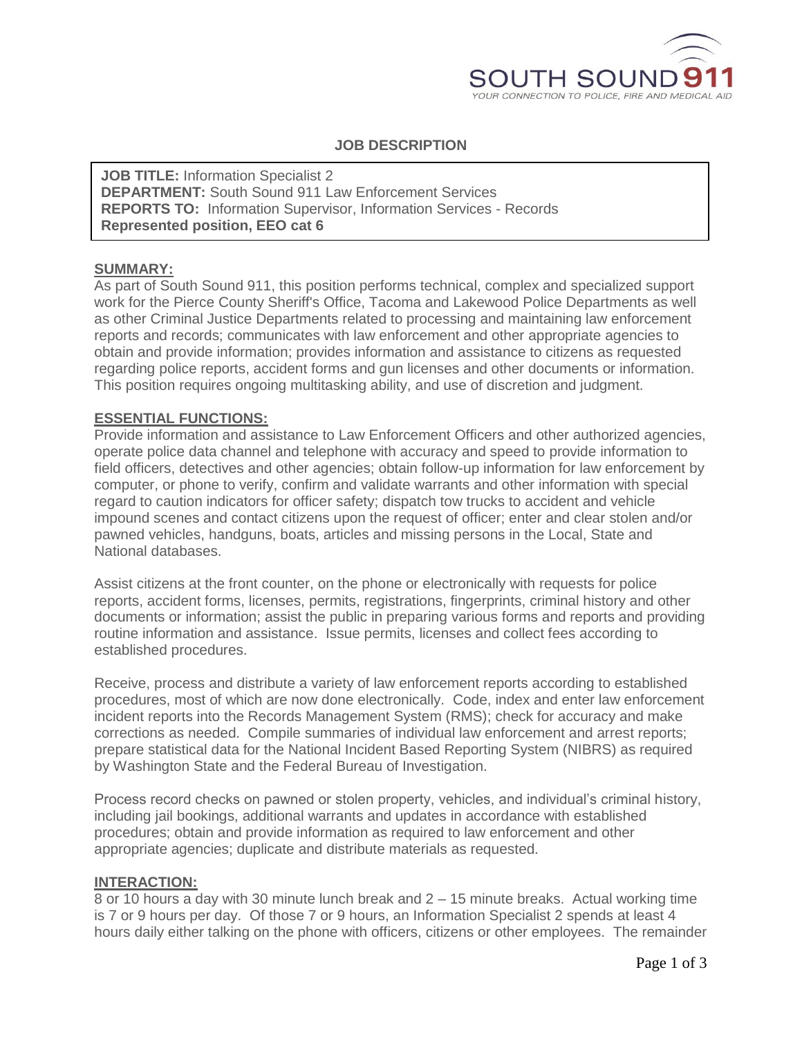SOUTH SOUND 911

YOUR CONNECTION TO POLICE, FIRE AND MEDICAL AID

# JOB DESCRIPTION

**JOB TITLE:** Information Specialist 2
**DEPARTMENT:** South Sound 911 Law Enforcement Services
**REPORTS TO:** Information Supervisor, Information Services - Records
**Represented position, EEO cat 6**

## SUMMARY:

As part of South Sound 911, this position performs technical, complex and specialized support work for the Pierce County Sheriff's Office, Tacoma and Lakewood Police Departments as well as other Criminal Justice Departments related to processing and maintaining law enforcement reports and records; communicates with law enforcement and other appropriate agencies to obtain and provide information; provides information and assistance to citizens as requested regarding police reports, accident forms and gun licenses and other documents or information. This position requires ongoing multitasking ability, and use of discretion and judgment.

## ESSENTIAL FUNCTIONS:

Provide information and assistance to Law Enforcement Officers and other authorized agencies, operate police data channel and telephone with accuracy and speed to provide information to field officers, detectives and other agencies; obtain follow-up information for law enforcement by computer, or phone to verify, confirm and validate warrants and other information with special regard to caution indicators for officer safety; dispatch tow trucks to accident and vehicle impound scenes and contact citizens upon the request of officer; enter and clear stolen and/or pawned vehicles, handguns, boats, articles and missing persons in the Local, State and National databases.

Assist citizens at the front counter, on the phone or electronically with requests for police reports, accident forms, licenses, permits, registrations, fingerprints, criminal history and other documents or information; assist the public in preparing various forms and reports and providing routine information and assistance. Issue permits, licenses and collect fees according to established procedures.

Receive, process and distribute a variety of law enforcement reports according to established procedures, most of which are now done electronically. Code, index and enter law enforcement incident reports into the Records Management System (RMS); check for accuracy and make corrections as needed. Compile summaries of individual law enforcement and arrest reports; prepare statistical data for the National Incident Based Reporting System (NIBRS) as required by Washington State and the Federal Bureau of Investigation.

Process record checks on pawned or stolen property, vehicles, and individual's criminal history, including jail bookings, additional warrants and updates in accordance with established procedures; obtain and provide information as required to law enforcement and other appropriate agencies; duplicate and distribute materials as requested.

## INTERACTION:

8 or 10 hours a day with 30 minute lunch break and 2 – 15 minute breaks. Actual working time is 7 or 9 hours per day. Of those 7 or 9 hours, an Information Specialist 2 spends at least 4 hours daily either talking on the phone with officers, citizens or other employees. The remainder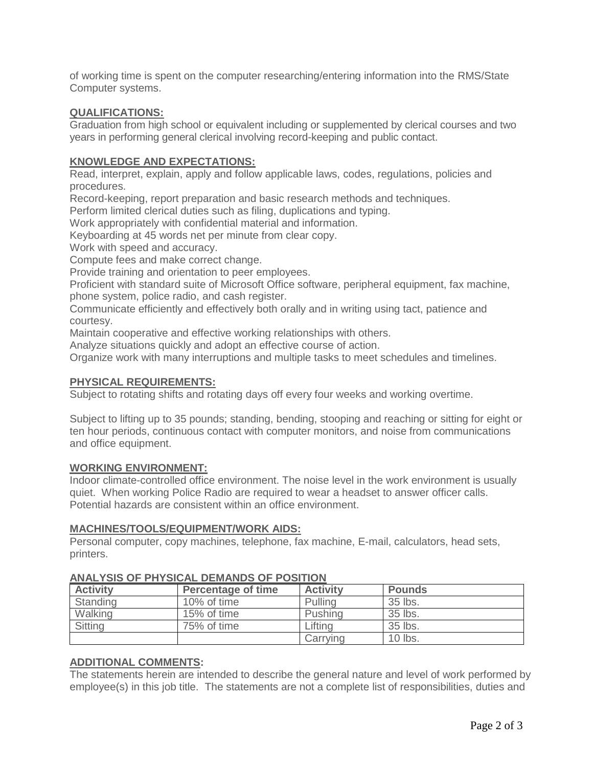of working time is spent on the computer researching/entering information into the RMS/State Computer systems.

## QUALIFICATIONS:

Graduation from high school or equivalent including or supplemented by clerical courses and two years in performing general clerical involving record-keeping and public contact.

## KNOWLEDGE AND EXPECTATIONS:

Read, interpret, explain, apply and follow applicable laws, codes, regulations, policies and procedures.
Record-keeping, report preparation and basic research methods and techniques.
Perform limited clerical duties such as filing, duplications and typing.
Work appropriately with confidential material and information.
Keyboarding at 45 words net per minute from clear copy.
Work with speed and accuracy.
Compute fees and make correct change.
Provide training and orientation to peer employees.
Proficient with standard suite of Microsoft Office software, peripheral equipment, fax machine, phone system, police radio, and cash register.
Communicate efficiently and effectively both orally and in writing using tact, patience and courtesy.
Maintain cooperative and effective working relationships with others.
Analyze situations quickly and adopt an effective course of action.
Organize work with many interruptions and multiple tasks to meet schedules and timelines.

## PHYSICAL REQUIREMENTS:

Subject to rotating shifts and rotating days off every four weeks and working overtime.

Subject to lifting up to 35 pounds; standing, bending, stooping and reaching or sitting for eight or ten hour periods, continuous contact with computer monitors, and noise from communications and office equipment.

## WORKING ENVIRONMENT:

Indoor climate-controlled office environment. The noise level in the work environment is usually quiet. When working Police Radio are required to wear a headset to answer officer calls. Potential hazards are consistent within an office environment.

## MACHINES/TOOLS/EQUIPMENT/WORK AIDS:

Personal computer, copy machines, telephone, fax machine, E-mail, calculators, head sets, printers.

## ANALYSIS OF PHYSICAL DEMANDS OF POSITION

| Activity | Percentage of time | Activity | Pounds |
|---|---|---|---|
| Standing | 10% of time | Pulling | 35 lbs. |
| Walking | 15% of time | Pushing | 35 lbs. |
| Sitting | 75% of time | Lifting | 35 lbs. |
| | | Carrying | 10 lbs. |

## ADDITIONAL COMMENTS:

The statements herein are intended to describe the general nature and level of work performed by employee(s) in this job title. The statements are not a complete list of responsibilities, duties and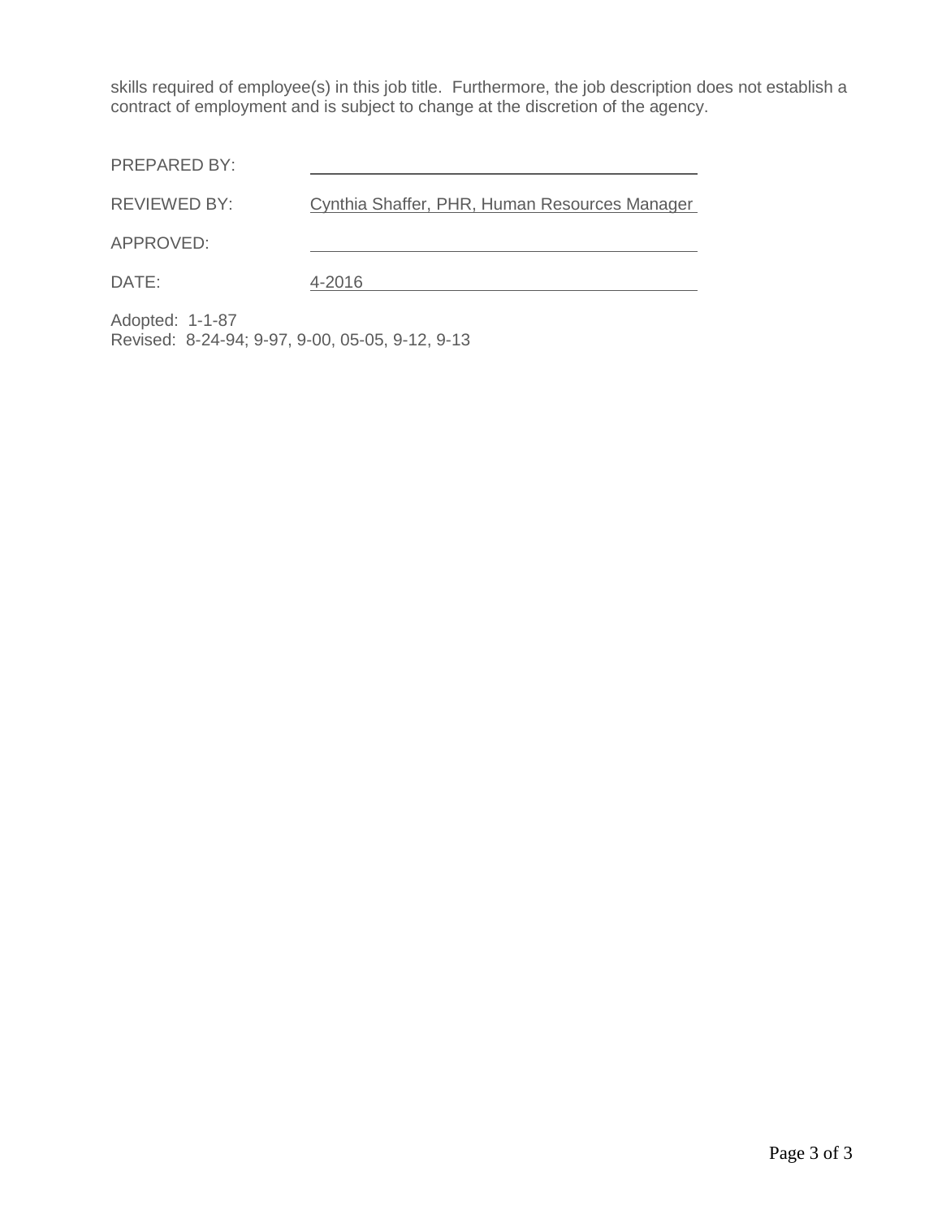skills required of employee(s) in this job title. Furthermore, the job description does not establish a contract of employment and is subject to change at the discretion of the agency.

PREPARED BY: ______________________________

REVIEWED BY: Cynthia Shaffer, PHR, Human Resources Manager

APPROVED: ______________________________

DATE: 4-2016

Adopted: 1-1-87
Revised: 8-24-94; 9-97, 9-00, 05-05, 9-12, 9-13